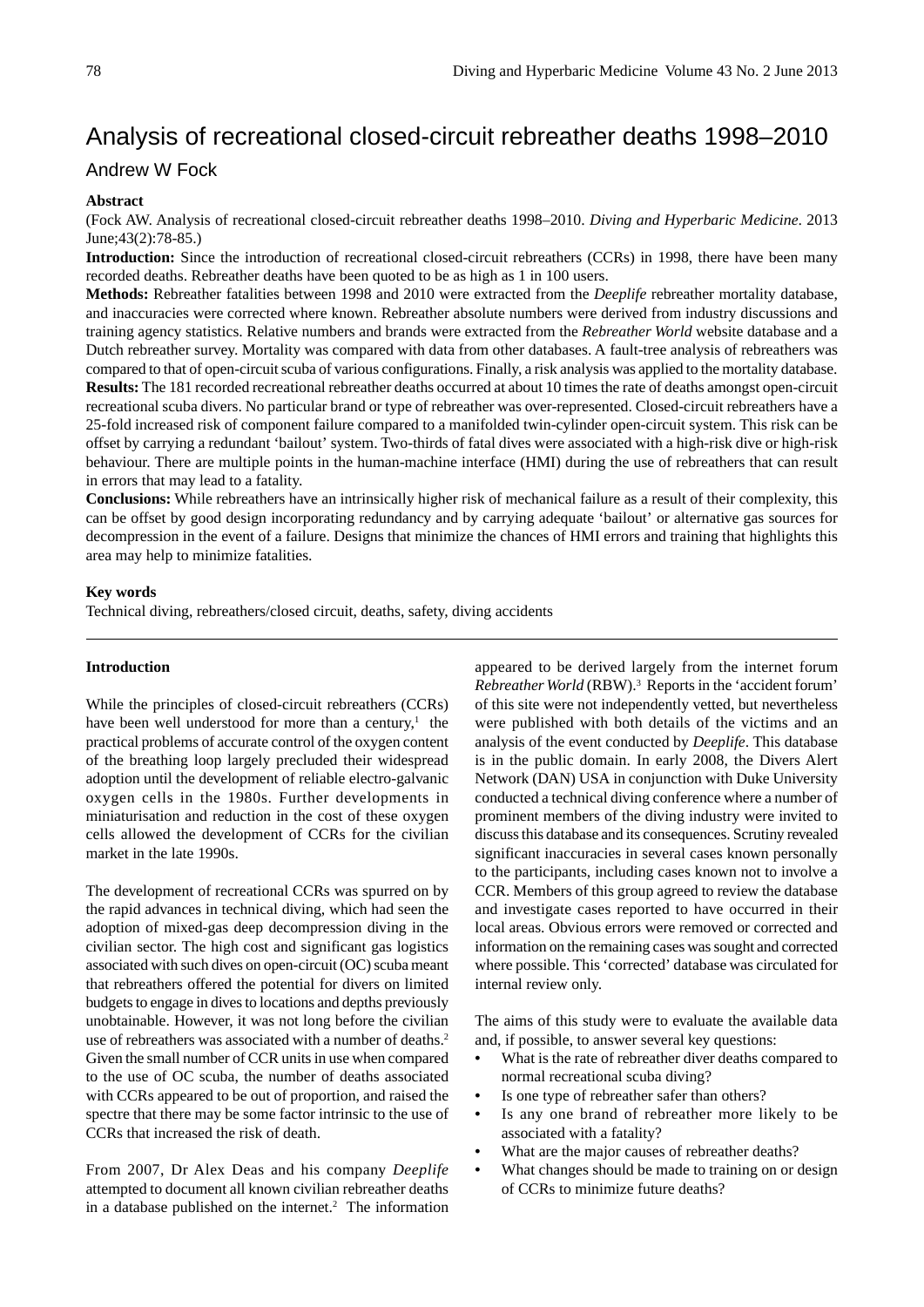# Analysis of recreational closed-circuit rebreather deaths 1998–2010

## Andrew W Fock

### Abstract

(Fock AW. Analysis of recreational closed-circuit rebreather deaths 1998–2010. *Diving and Hyperbaric Medicine*. 2013 June;43(2):78-85.)

**Introduction:** Since the introduction of recreational closed-circuit rebreathers (CCRs) in 1998, there have been many recorded deaths. Rebreather deaths have been quoted to be as high as 1 in 100 users.

**Methods:** Rebreather fatalities between 1998 and 2010 were extracted from the *Deeplife* rebreather mortality database, and inaccuracies were corrected where known. Rebreather absolute numbers were derived from industry discussions and training agency statistics. Relative numbers and brands were extracted from the *Rebreather World* website database and a Dutch rebreather survey. Mortality was compared with data from other databases. A fault-tree analysis of rebreathers was compared to that of open-circuit scuba of various configurations. Finally, a risk analysis was applied to the mortality database.

**Results:** The 181 recorded recreational rebreather deaths occurred at about 10 times the rate of deaths amongst open-circuit recreational scuba divers. No particular brand or type of rebreather was over-represented. Closed-circuit rebreathers have a 25-fold increased risk of component failure compared to a manifolded twin-cylinder open-circuit system. This risk can be offset by carrying a redundant 'bailout' system. Two-thirds of fatal dives were associated with a high-risk dive or high-risk behaviour. There are multiple points in the human-machine interface (HMI) during the use of rebreathers that can result in errors that may lead to a fatality.

**Conclusions:** While rebreathers have an intrinsically higher risk of mechanical failure as a result of their complexity, this can be offset by good design incorporating redundancy and by carrying adequate 'bailout' or alternative gas sources for decompression in the event of a failure. Designs that minimize the chances of HMI errors and training that highlights this area may help to minimize fatalities.

### Key words

Technical diving, rebreathers/closed circuit, deaths, safety, diving accidents

---

### Introduction

While the principles of closed-circuit rebreathers (CCRs) have been well understood for more than a century,[1] the practical problems of accurate control of the oxygen content of the breathing loop largely precluded their widespread adoption until the development of reliable electro-galvanic oxygen cells in the 1980s. Further developments in miniaturisation and reduction in the cost of these oxygen cells allowed the development of CCRs for the civilian market in the late 1990s.

The development of recreational CCRs was spurred on by the rapid advances in technical diving, which had seen the adoption of mixed-gas deep decompression diving in the civilian sector. The high cost and significant gas logistics associated with such dives on open-circuit (OC) scuba meant that rebreathers offered the potential for divers on limited budgets to engage in dives to locations and depths previously unobtainable. However, it was not long before the civilian use of rebreathers was associated with a number of deaths.[2] Given the small number of CCR units in use when compared to the use of OC scuba, the number of deaths associated with CCRs appeared to be out of proportion, and raised the spectre that there may be some factor intrinsic to the use of CCRs that increased the risk of death.

From 2007, Dr Alex Deas and his company *Deeplife* attempted to document all known civilian rebreather deaths in a database published on the internet.[2] The information appeared to be derived largely from the internet forum *Rebreather World* (RBW).[3] Reports in the 'accident forum' of this site were not independently vetted, but nevertheless were published with both details of the victims and an analysis of the event conducted by *Deeplife*. This database is in the public domain. In early 2008, the Divers Alert Network (DAN) USA in conjunction with Duke University conducted a technical diving conference where a number of prominent members of the diving industry were invited to discuss this database and its consequences. Scrutiny revealed significant inaccuracies in several cases known personally to the participants, including cases known not to involve a CCR. Members of this group agreed to review the database and investigate cases reported to have occurred in their local areas. Obvious errors were removed or corrected and information on the remaining cases was sought and corrected where possible. This 'corrected' database was circulated for internal review only.

The aims of this study were to evaluate the available data and, if possible, to answer several key questions:

- What is the rate of rebreather diver deaths compared to normal recreational scuba diving?
- Is one type of rebreather safer than others?
- Is any one brand of rebreather more likely to be associated with a fatality?
- What are the major causes of rebreather deaths?
- What changes should be made to training on or design of CCRs to minimize future deaths?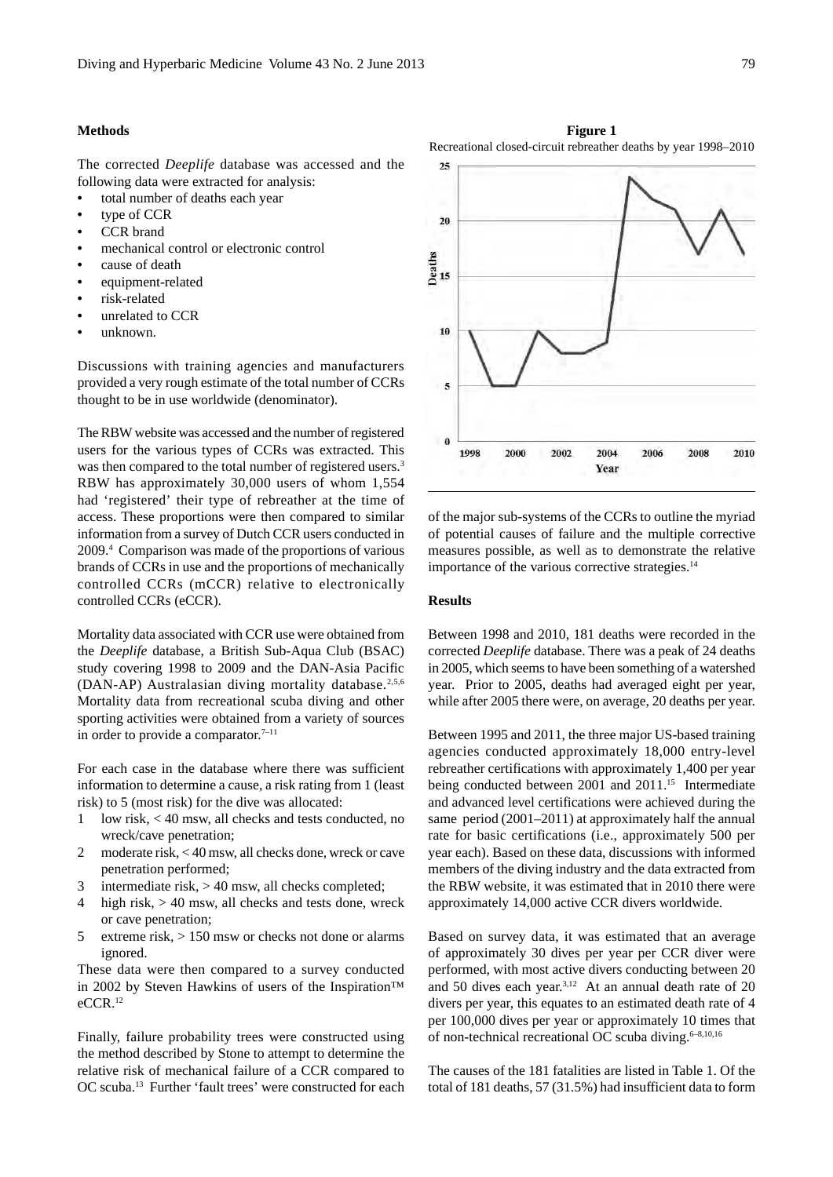## Methods

The corrected *Deeplife* database was accessed and the following data were extracted for analysis:

- total number of deaths each year
- type of CCR
- CCR brand
- mechanical control or electronic control
- cause of death
- equipment-related
- risk-related
- unrelated to CCR
- unknown.

Discussions with training agencies and manufacturers provided a very rough estimate of the total number of CCRs thought to be in use worldwide (denominator).

The RBW website was accessed and the number of registered users for the various types of CCRs was extracted. This was then compared to the total number of registered users.[3] RBW has approximately 30,000 users of whom 1,554 had 'registered' their type of rebreather at the time of access. These proportions were then compared to similar information from a survey of Dutch CCR users conducted in 2009.[4] Comparison was made of the proportions of various brands of CCRs in use and the proportions of mechanically controlled CCRs (mCCR) relative to electronically controlled CCRs (eCCR).

Mortality data associated with CCR use were obtained from the *Deeplife* database, a British Sub-Aqua Club (BSAC) study covering 1998 to 2009 and the DAN-Asia Pacific (DAN-AP) Australasian diving mortality database.[2,5,6] Mortality data from recreational scuba diving and other sporting activities were obtained from a variety of sources in order to provide a comparator.[7–11]

For each case in the database where there was sufficient information to determine a cause, a risk rating from 1 (least risk) to 5 (most risk) for the dive was allocated:

1. low risk, < 40 msw, all checks and tests conducted, no wreck/cave penetration;
2. moderate risk, < 40 msw, all checks done, wreck or cave penetration performed;
3. intermediate risk, > 40 msw, all checks completed;
4. high risk, > 40 msw, all checks and tests done, wreck or cave penetration;
5. extreme risk, > 150 msw or checks not done or alarms ignored.

These data were then compared to a survey conducted in 2002 by Steven Hawkins of users of the Inspiration™ eCCR.[12]

Finally, failure probability trees were constructed using the method described by Stone to attempt to determine the relative risk of mechanical failure of a CCR compared to OC scuba.[13] Further 'fault trees' were constructed for each of the major sub-systems of the CCRs to outline the myriad of potential causes of failure and the multiple corrective measures possible, as well as to demonstrate the relative importance of the various corrective strategies.[14]

**Figure 1**
Recreational closed-circuit rebreather deaths by year 1998–2010

| Year | Deaths |
|---|---|
| 1998 | 10 |
| 1999 | 5 |
| 2000 | 5 |
| 2001 | 10 |
| 2002 | 8 |
| 2003 | 8 |
| 2004 | 9 |
| 2005 | 24 |
| 2006 | 22 |
| 2007 | 21 |
| 2008 | 17 |
| 2009 | 21 |
| 2010 | 17 |

## Results

Between 1998 and 2010, 181 deaths were recorded in the corrected *Deeplife* database. There was a peak of 24 deaths in 2005, which seems to have been something of a watershed year. Prior to 2005, deaths had averaged eight per year, while after 2005 there were, on average, 20 deaths per year.

Between 1995 and 2011, the three major US-based training agencies conducted approximately 18,000 entry-level rebreather certifications with approximately 1,400 per year being conducted between 2001 and 2011.[15] Intermediate and advanced level certifications were achieved during the same period (2001–2011) at approximately half the annual rate for basic certifications (i.e., approximately 500 per year each). Based on these data, discussions with informed members of the diving industry and the data extracted from the RBW website, it was estimated that in 2010 there were approximately 14,000 active CCR divers worldwide.

Based on survey data, it was estimated that an average of approximately 30 dives per year per CCR diver were performed, with most active divers conducting between 20 and 50 dives each year.[3,12] At an annual death rate of 20 divers per year, this equates to an estimated death rate of 4 per 100,000 dives per year or approximately 10 times that of non-technical recreational OC scuba diving.[6–8,10,16]

The causes of the 181 fatalities are listed in Table 1. Of the total of 181 deaths, 57 (31.5%) had insufficient data to form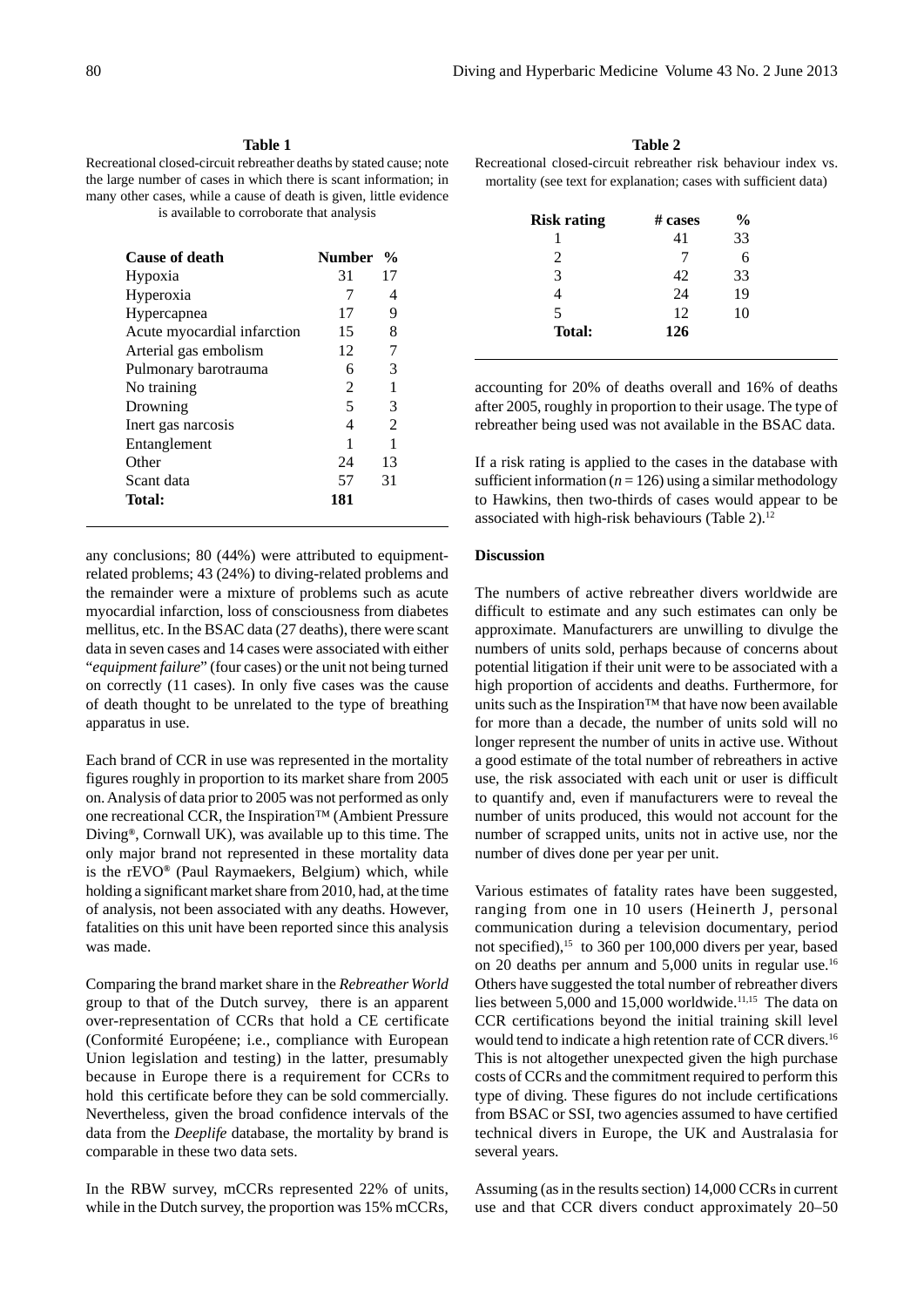**Table 1**

Recreational closed-circuit rebreather deaths by stated cause; note the large number of cases in which there is scant information; in many other cases, while a cause of death is given, little evidence is available to corroborate that analysis

| Cause of death | Number | % |
|---|---|---|
| Hypoxia | 31 | 17 |
| Hyperoxia | 7 | 4 |
| Hypercapnea | 17 | 9 |
| Acute myocardial infarction | 15 | 8 |
| Arterial gas embolism | 12 | 7 |
| Pulmonary barotrauma | 6 | 3 |
| No training | 2 | 1 |
| Drowning | 5 | 3 |
| Inert gas narcosis | 4 | 2 |
| Entanglement | 1 | 1 |
| Other | 24 | 13 |
| Scant data | 57 | 31 |
| **Total:** | **181** | |

any conclusions; 80 (44%) were attributed to equipment-related problems; 43 (24%) to diving-related problems and the remainder were a mixture of problems such as acute myocardial infarction, loss of consciousness from diabetes mellitus, etc. In the BSAC data (27 deaths), there were scant data in seven cases and 14 cases were associated with either "*equipment failure*" (four cases) or the unit not being turned on correctly (11 cases). In only five cases was the cause of death thought to be unrelated to the type of breathing apparatus in use.

Each brand of CCR in use was represented in the mortality figures roughly in proportion to its market share from 2005 on. Analysis of data prior to 2005 was not performed as only one recreational CCR, the Inspiration™ (Ambient Pressure Diving®, Cornwall UK), was available up to this time. The only major brand not represented in these mortality data is the rEVO® (Paul Raymaekers, Belgium) which, while holding a significant market share from 2010, had, at the time of analysis, not been associated with any deaths. However, fatalities on this unit have been reported since this analysis was made.

Comparing the brand market share in the *Rebreather World* group to that of the Dutch survey, there is an apparent over-representation of CCRs that hold a CE certificate (Conformité Européene; i.e., compliance with European Union legislation and testing) in the latter, presumably because in Europe there is a requirement for CCRs to hold this certificate before they can be sold commercially. Nevertheless, given the broad confidence intervals of the data from the *Deeplife* database, the mortality by brand is comparable in these two data sets.

In the RBW survey, mCCRs represented 22% of units, while in the Dutch survey, the proportion was 15% mCCRs, accounting for 20% of deaths overall and 16% of deaths after 2005, roughly in proportion to their usage. The type of rebreather being used was not available in the BSAC data.

**Table 2**

Recreational closed-circuit rebreather risk behaviour index vs. mortality (see text for explanation; cases with sufficient data)

| Risk rating | # cases | % |
|---|---|---|
| 1 | 41 | 33 |
| 2 | 7 | 6 |
| 3 | 42 | 33 |
| 4 | 24 | 19 |
| 5 | 12 | 10 |
| **Total:** | **126** | |

If a risk rating is applied to the cases in the database with sufficient information ($n = 126$) using a similar methodology to Hawkins, then two-thirds of cases would appear to be associated with high-risk behaviours (Table 2).[12]

## Discussion

The numbers of active rebreather divers worldwide are difficult to estimate and any such estimates can only be approximate. Manufacturers are unwilling to divulge the numbers of units sold, perhaps because of concerns about potential litigation if their unit were to be associated with a high proportion of accidents and deaths. Furthermore, for units such as the Inspiration™ that have now been available for more than a decade, the number of units sold will no longer represent the number of units in active use. Without a good estimate of the total number of rebreathers in active use, the risk associated with each unit or user is difficult to quantify and, even if manufacturers were to reveal the number of units produced, this would not account for the number of scrapped units, units not in active use, nor the number of dives done per year per unit.

Various estimates of fatality rates have been suggested, ranging from one in 10 users (Heinerth J, personal communication during a television documentary, period not specified),[15] to 360 per 100,000 divers per year, based on 20 deaths per annum and 5,000 units in regular use.[16] Others have suggested the total number of rebreather divers lies between 5,000 and 15,000 worldwide.[11,15] The data on CCR certifications beyond the initial training skill level would tend to indicate a high retention rate of CCR divers.[16] This is not altogether unexpected given the high purchase costs of CCRs and the commitment required to perform this type of diving. These figures do not include certifications from BSAC or SSI, two agencies assumed to have certified technical divers in Europe, the UK and Australasia for several years.

Assuming (as in the results section) 14,000 CCRs in current use and that CCR divers conduct approximately 20–50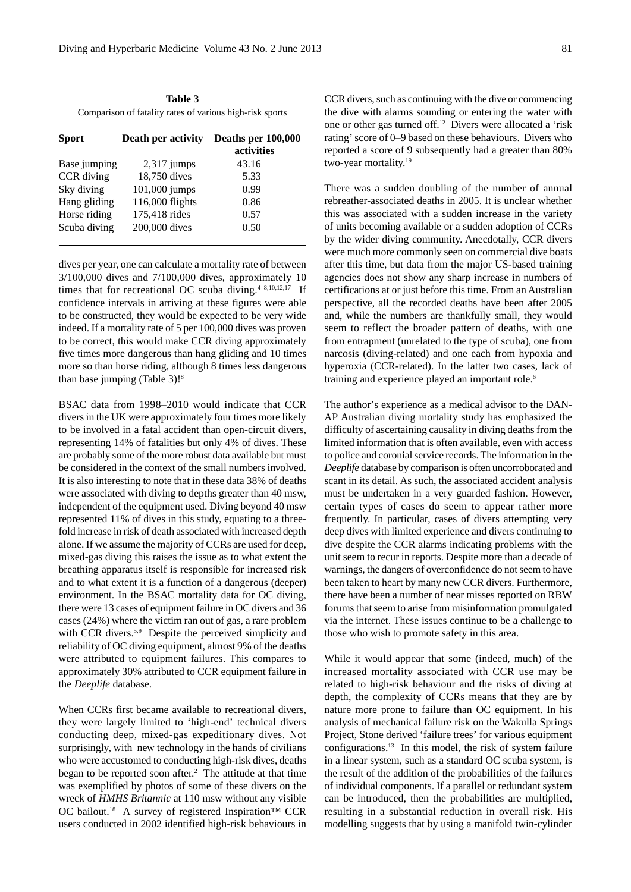**Table 3**

Comparison of fatality rates of various high-risk sports

| Sport | Death per activity | Deaths per 100,000 activities |
|---|---|---|
| Base jumping | 2,317 jumps | 43.16 |
| CCR diving | 18,750 dives | 5.33 |
| Sky diving | 101,000 jumps | 0.99 |
| Hang gliding | 116,000 flights | 0.86 |
| Horse riding | 175,418 rides | 0.57 |
| Scuba diving | 200,000 dives | 0.50 |

dives per year, one can calculate a mortality rate of between 3/100,000 dives and 7/100,000 dives, approximately 10 times that for recreational OC scuba diving.[4–8,10,12,17] If confidence intervals in arriving at these figures were able to be constructed, they would be expected to be very wide indeed. If a mortality rate of 5 per 100,000 dives was proven to be correct, this would make CCR diving approximately five times more dangerous than hang gliding and 10 times more so than horse riding, although 8 times less dangerous than base jumping (Table 3)![8]

BSAC data from 1998–2010 would indicate that CCR divers in the UK were approximately four times more likely to be involved in a fatal accident than open-circuit divers, representing 14% of fatalities but only 4% of dives. These are probably some of the more robust data available but must be considered in the context of the small numbers involved. It is also interesting to note that in these data 38% of deaths were associated with diving to depths greater than 40 msw, independent of the equipment used. Diving beyond 40 msw represented 11% of dives in this study, equating to a three-fold increase in risk of death associated with increased depth alone. If we assume the majority of CCRs are used for deep, mixed-gas diving this raises the issue as to what extent the breathing apparatus itself is responsible for increased risk and to what extent it is a function of a dangerous (deeper) environment. In the BSAC mortality data for OC diving, there were 13 cases of equipment failure in OC divers and 36 cases (24%) where the victim ran out of gas, a rare problem with CCR divers.[5,9] Despite the perceived simplicity and reliability of OC diving equipment, almost 9% of the deaths were attributed to equipment failures. This compares to approximately 30% attributed to CCR equipment failure in the *Deeplife* database.

When CCRs first became available to recreational divers, they were largely limited to 'high-end' technical divers conducting deep, mixed-gas expeditionary dives. Not surprisingly, with new technology in the hands of civilians who were accustomed to conducting high-risk dives, deaths began to be reported soon after.[2] The attitude at that time was exemplified by photos of some of these divers on the wreck of *HMHS Britannic* at 110 msw without any visible OC bailout.[18] A survey of registered Inspiration™ CCR users conducted in 2002 identified high-risk behaviours in CCR divers, such as continuing with the dive or commencing the dive with alarms sounding or entering the water with one or other gas turned off.[12] Divers were allocated a 'risk rating' score of 0–9 based on these behaviours. Divers who reported a score of 9 subsequently had a greater than 80% two-year mortality.[19]

There was a sudden doubling of the number of annual rebreather-associated deaths in 2005. It is unclear whether this was associated with a sudden increase in the variety of units becoming available or a sudden adoption of CCRs by the wider diving community. Anecdotally, CCR divers were much more commonly seen on commercial dive boats after this time, but data from the major US-based training agencies does not show any sharp increase in numbers of certifications at or just before this time. From an Australian perspective, all the recorded deaths have been after 2005 and, while the numbers are thankfully small, they would seem to reflect the broader pattern of deaths, with one from entrapment (unrelated to the type of scuba), one from narcosis (diving-related) and one each from hypoxia and hyperoxia (CCR-related). In the latter two cases, lack of training and experience played an important role.[6]

The author's experience as a medical advisor to the DAN-AP Australian diving mortality study has emphasized the difficulty of ascertaining causality in diving deaths from the limited information that is often available, even with access to police and coronial service records. The information in the *Deeplife* database by comparison is often uncorroborated and scant in its detail. As such, the associated accident analysis must be undertaken in a very guarded fashion. However, certain types of cases do seem to appear rather more frequently. In particular, cases of divers attempting very deep dives with limited experience and divers continuing to dive despite the CCR alarms indicating problems with the unit seem to recur in reports. Despite more than a decade of warnings, the dangers of overconfidence do not seem to have been taken to heart by many new CCR divers. Furthermore, there have been a number of near misses reported on RBW forums that seem to arise from misinformation promulgated via the internet. These issues continue to be a challenge to those who wish to promote safety in this area.

While it would appear that some (indeed, much) of the increased mortality associated with CCR use may be related to high-risk behaviour and the risks of diving at depth, the complexity of CCRs means that they are by nature more prone to failure than OC equipment. In his analysis of mechanical failure risk on the Wakulla Springs Project, Stone derived 'failure trees' for various equipment configurations.[13] In this model, the risk of system failure in a linear system, such as a standard OC scuba system, is the result of the addition of the probabilities of the failures of individual components. If a parallel or redundant system can be introduced, then the probabilities are multiplied, resulting in a substantial reduction in overall risk. His modelling suggests that by using a manifold twin-cylinder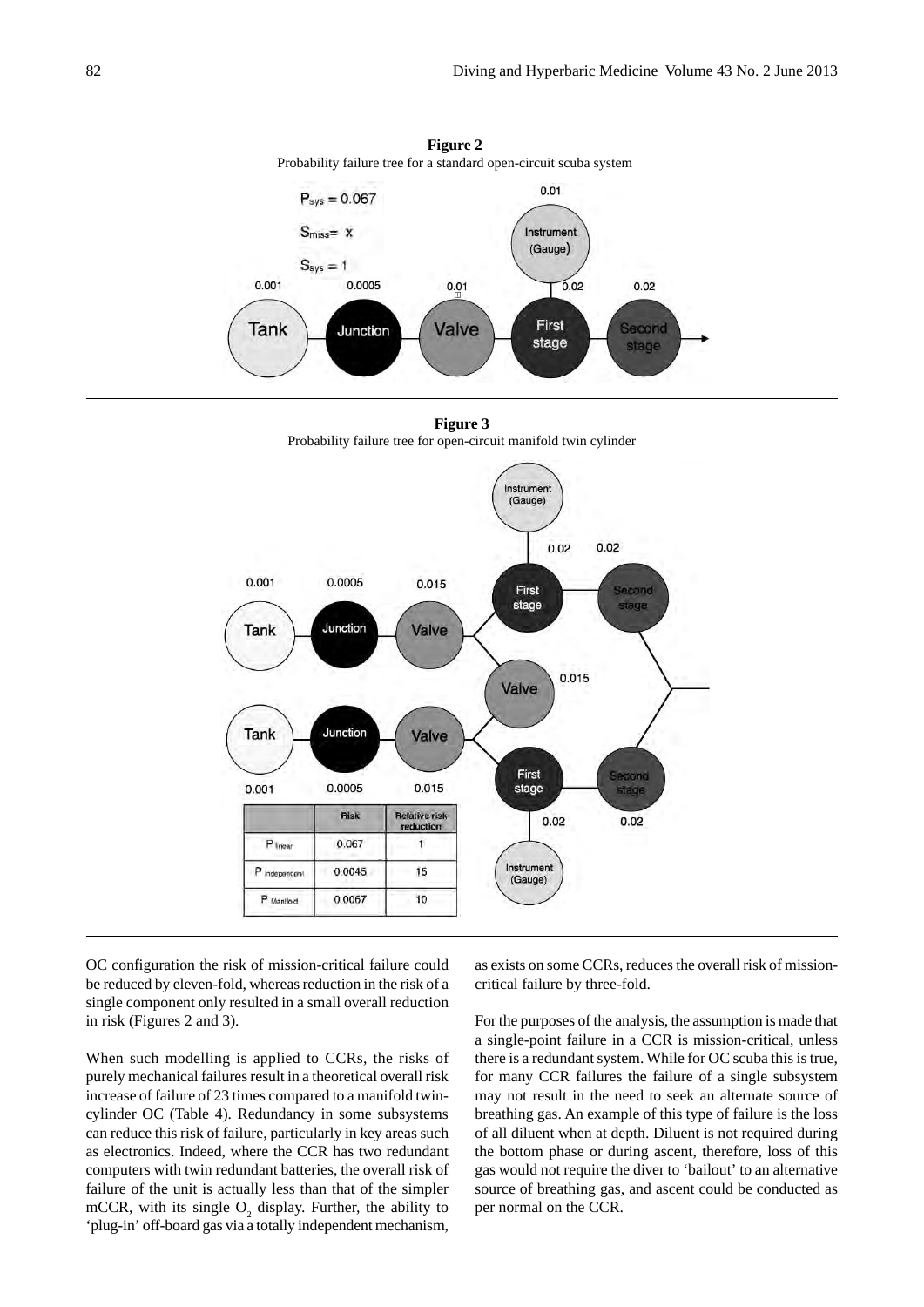**Figure 2**

Probability failure tree for a standard open-circuit scuba system

**Figure 3**

Probability failure tree for open-circuit manifold twin cylinder

| | Risk | Relative risk reduction |
|---|---|---|
| $P_{linear}$ | 0.067 | 1 |
| $P_{independent}$ | 0.0045 | 15 |
| $P_{Manifold}$ | 0.0067 | 10 |

OC configuration the risk of mission-critical failure could be reduced by eleven-fold, whereas reduction in the risk of a single component only resulted in a small overall reduction in risk (Figures 2 and 3).

When such modelling is applied to CCRs, the risks of purely mechanical failures result in a theoretical overall risk increase of failure of 23 times compared to a manifold twin-cylinder OC (Table 4). Redundancy in some subsystems can reduce this risk of failure, particularly in key areas such as electronics. Indeed, where the CCR has two redundant computers with twin redundant batteries, the overall risk of failure of the unit is actually less than that of the simpler mCCR, with its single $O_2$ display. Further, the ability to 'plug-in' off-board gas via a totally independent mechanism, as exists on some CCRs, reduces the overall risk of mission-critical failure by three-fold.

For the purposes of the analysis, the assumption is made that a single-point failure in a CCR is mission-critical, unless there is a redundant system. While for OC scuba this is true, for many CCR failures the failure of a single subsystem may not result in the need to seek an alternate source of breathing gas. An example of this type of failure is the loss of all diluent when at depth. Diluent is not required during the bottom phase or during ascent, therefore, loss of this gas would not require the diver to 'bailout' to an alternative source of breathing gas, and ascent could be conducted as per normal on the CCR.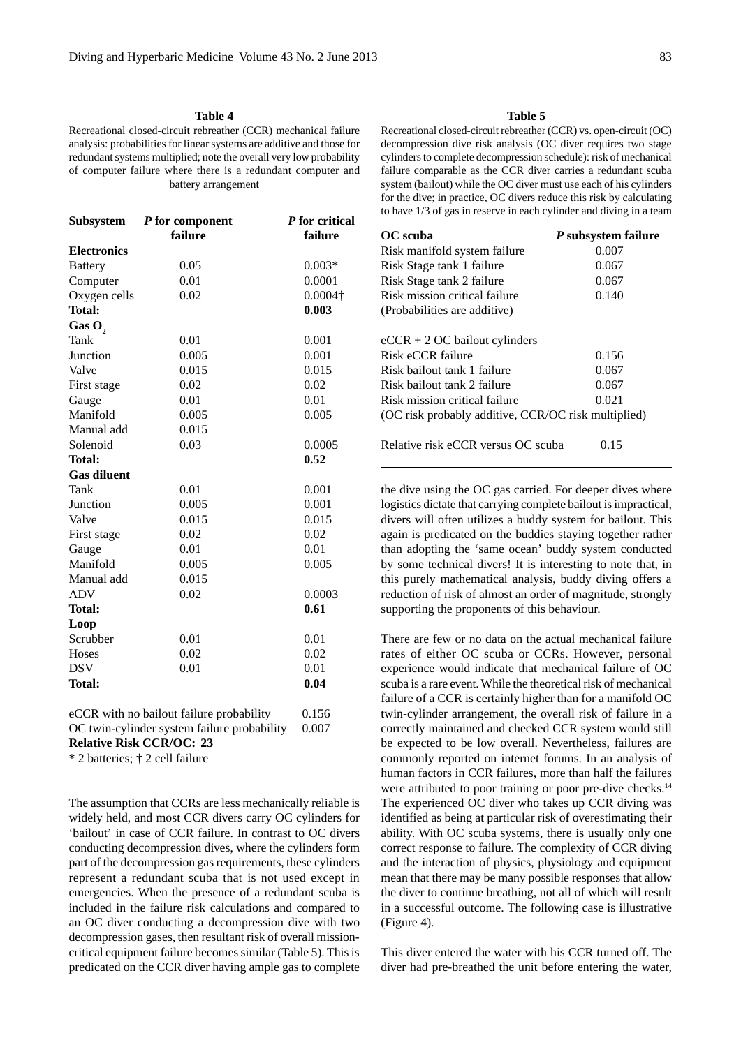**Table 4**

Recreational closed-circuit rebreather (CCR) mechanical failure analysis: probabilities for linear systems are additive and those for redundant systems multiplied; note the overall very low probability of computer failure where there is a redundant computer and battery arrangement

| Subsystem | *P* for component failure | *P* for critical failure |
|---|---|---|
| **Electronics** | | |
| Battery | 0.05 | 0.003* |
| Computer | 0.01 | 0.0001 |
| Oxygen cells | 0.02 | 0.0004† |
| **Total:** | | **0.003** |
| **Gas $O_2$** | | |
| Tank | 0.01 | 0.001 |
| Junction | 0.005 | 0.001 |
| Valve | 0.015 | 0.015 |
| First stage | 0.02 | 0.02 |
| Gauge | 0.01 | 0.01 |
| Manifold | 0.005 | 0.005 |
| Manual add | 0.015 | |
| Solenoid | 0.03 | 0.0005 |
| **Total:** | | **0.52** |
| **Gas diluent** | | |
| Tank | 0.01 | 0.001 |
| Junction | 0.005 | 0.001 |
| Valve | 0.015 | 0.015 |
| First stage | 0.02 | 0.02 |
| Gauge | 0.01 | 0.01 |
| Manifold | 0.005 | 0.005 |
| Manual add | 0.015 | |
| ADV | 0.02 | 0.0003 |
| **Total:** | | **0.61** |
| **Loop** | | |
| Scrubber | 0.01 | 0.01 |
| Hoses | 0.02 | 0.02 |
| DSV | 0.01 | 0.01 |
| **Total:** | | **0.04** |
| eCCR with no bailout failure probability | | 0.156 |
| OC twin-cylinder system failure probability | | 0.007 |
| **Relative Risk CCR/OC: 23** | | |

\* 2 batteries; † 2 cell failure

The assumption that CCRs are less mechanically reliable is widely held, and most CCR divers carry OC cylinders for 'bailout' in case of CCR failure. In contrast to OC divers conducting decompression dives, where the cylinders form part of the decompression gas requirements, these cylinders represent a redundant scuba that is not used except in emergencies. When the presence of a redundant scuba is included in the failure risk calculations and compared to an OC diver conducting a decompression dive with two decompression gases, then resultant risk of overall mission-critical equipment failure becomes similar (Table 5). This is predicated on the CCR diver having ample gas to complete the dive using the OC gas carried. For deeper dives where logistics dictate that carrying complete bailout is impractical, divers will often utilizes a buddy system for bailout. This again is predicated on the buddies staying together rather than adopting the 'same ocean' buddy system conducted by some technical divers! It is interesting to note that, in this purely mathematical analysis, buddy diving offers a reduction of risk of almost an order of magnitude, strongly supporting the proponents of this behaviour.

**Table 5**

Recreational closed-circuit rebreather (CCR) vs. open-circuit (OC) decompression dive risk analysis (OC diver requires two stage cylinders to complete decompression schedule): risk of mechanical failure comparable as the CCR diver carries a redundant scuba system (bailout) while the OC diver must use each of his cylinders for the dive; in practice, OC divers reduce this risk by calculating to have 1/3 of gas in reserve in each cylinder and diving in a team

| OC scuba | *P* subsystem failure |
|---|---|
| Risk manifold system failure | 0.007 |
| Risk Stage tank 1 failure | 0.067 |
| Risk Stage tank 2 failure | 0.067 |
| Risk mission critical failure | 0.140 |
| (Probabilities are additive) | |
| eCCR + 2 OC bailout cylinders | |
| Risk eCCR failure | 0.156 |
| Risk bailout tank 1 failure | 0.067 |
| Risk bailout tank 2 failure | 0.067 |
| Risk mission critical failure | 0.021 |
| (OC risk probably additive, CCR/OC risk multiplied) | |
| Relative risk eCCR versus OC scuba | 0.15 |

There are few or no data on the actual mechanical failure rates of either OC scuba or CCRs. However, personal experience would indicate that mechanical failure of OC scuba is a rare event. While the theoretical risk of mechanical failure of a CCR is certainly higher than for a manifold OC twin-cylinder arrangement, the overall risk of failure in a correctly maintained and checked CCR system would still be expected to be low overall. Nevertheless, failures are commonly reported on internet forums. In an analysis of human factors in CCR failures, more than half the failures were attributed to poor training or poor pre-dive checks.[14] The experienced OC diver who takes up CCR diving was identified as being at particular risk of overestimating their ability. With OC scuba systems, there is usually only one correct response to failure. The complexity of CCR diving and the interaction of physics, physiology and equipment mean that there may be many possible responses that allow the diver to continue breathing, not all of which will result in a successful outcome. The following case is illustrative (Figure 4).

This diver entered the water with his CCR turned off. The diver had pre-breathed the unit before entering the water,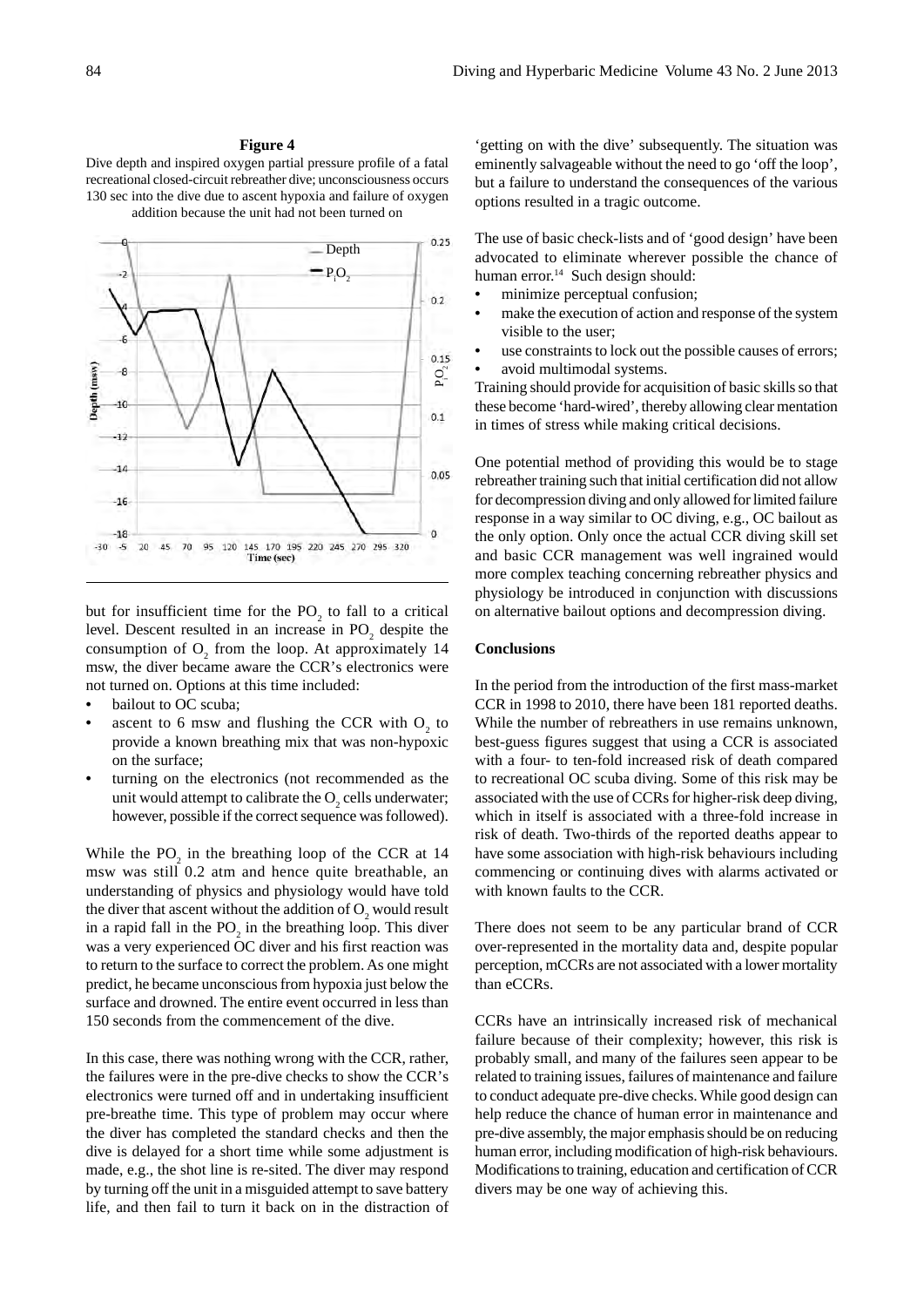**Figure 4**

Dive depth and inspired oxygen partial pressure profile of a fatal recreational closed-circuit rebreather dive; unconsciousness occurs 130 sec into the dive due to ascent hypoxia and failure of oxygen addition because the unit had not been turned on

but for insufficient time for the $PO_2$ to fall to a critical level. Descent resulted in an increase in $PO_2$ despite the consumption of $O_2$ from the loop. At approximately 14 msw, the diver became aware the CCR's electronics were not turned on. Options at this time included:

- bailout to OC scuba;
- ascent to 6 msw and flushing the CCR with $O_2$ to provide a known breathing mix that was non-hypoxic on the surface;
- turning on the electronics (not recommended as the unit would attempt to calibrate the $O_2$ cells underwater; however, possible if the correct sequence was followed).

While the $PO_2$ in the breathing loop of the CCR at 14 msw was still 0.2 atm and hence quite breathable, an understanding of physics and physiology would have told the diver that ascent without the addition of $O_2$ would result in a rapid fall in the $PO_2$ in the breathing loop. This diver was a very experienced OC diver and his first reaction was to return to the surface to correct the problem. As one might predict, he became unconscious from hypoxia just below the surface and drowned. The entire event occurred in less than 150 seconds from the commencement of the dive.

In this case, there was nothing wrong with the CCR, rather, the failures were in the pre-dive checks to show the CCR's electronics were turned off and in undertaking insufficient pre-breathe time. This type of problem may occur where the diver has completed the standard checks and then the dive is delayed for a short time while some adjustment is made, e.g., the shot line is re-sited. The diver may respond by turning off the unit in a misguided attempt to save battery life, and then fail to turn it back on in the distraction of 'getting on with the dive' subsequently. The situation was eminently salvageable without the need to go 'off the loop', but a failure to understand the consequences of the various options resulted in a tragic outcome.

The use of basic check-lists and of 'good design' have been advocated to eliminate wherever possible the chance of human error.[14] Such design should:

- minimize perceptual confusion;
- make the execution of action and response of the system visible to the user;
- use constraints to lock out the possible causes of errors;
- avoid multimodal systems.

Training should provide for acquisition of basic skills so that these become 'hard-wired', thereby allowing clear mentation in times of stress while making critical decisions.

One potential method of providing this would be to stage rebreather training such that initial certification did not allow for decompression diving and only allowed for limited failure response in a way similar to OC diving, e.g., OC bailout as the only option. Only once the actual CCR diving skill set and basic CCR management was well ingrained would more complex teaching concerning rebreather physics and physiology be introduced in conjunction with discussions on alternative bailout options and decompression diving.

## Conclusions

In the period from the introduction of the first mass-market CCR in 1998 to 2010, there have been 181 reported deaths. While the number of rebreathers in use remains unknown, best-guess figures suggest that using a CCR is associated with a four- to ten-fold increased risk of death compared to recreational OC scuba diving. Some of this risk may be associated with the use of CCRs for higher-risk deep diving, which in itself is associated with a three-fold increase in risk of death. Two-thirds of the reported deaths appear to have some association with high-risk behaviours including commencing or continuing dives with alarms activated or with known faults to the CCR.

There does not seem to be any particular brand of CCR over-represented in the mortality data and, despite popular perception, mCCRs are not associated with a lower mortality than eCCRs.

CCRs have an intrinsically increased risk of mechanical failure because of their complexity; however, this risk is probably small, and many of the failures seen appear to be related to training issues, failures of maintenance and failure to conduct adequate pre-dive checks. While good design can help reduce the chance of human error in maintenance and pre-dive assembly, the major emphasis should be on reducing human error, including modification of high-risk behaviours. Modifications to training, education and certification of CCR divers may be one way of achieving this.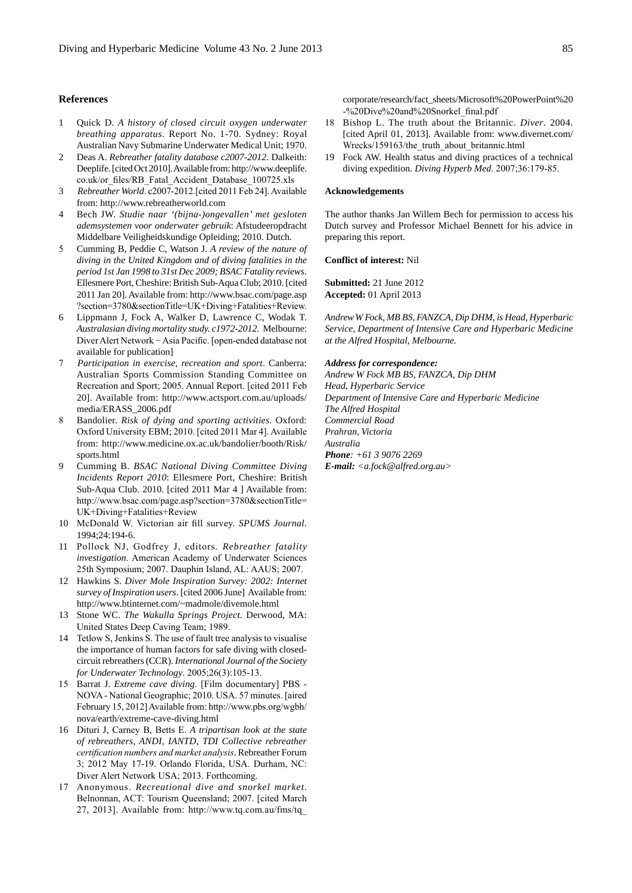## References

1. Quick D. *A history of closed circuit oxygen underwater breathing apparatus*. Report No. 1-70. Sydney: Royal Australian Navy Submarine Underwater Medical Unit; 1970.
2. Deas A. *Rebreather fatality database c2007-2012*. Dalkeith: Deeplife. [cited Oct 2010]. Available from: http://www.deeplife.co.uk/or_files/RB_Fatal_Accident_Database_100725.xls
3. *Rebreather World*. c2007-2012.[cited 2011 Feb 24]. Available from: http://www.rebreatherworld.com
4. Bech JW. *Studie naar '(bijna-)ongevallen' met gesloten ademsystemen voor onderwater gebruik*: Afstudeeropdracht Middelbare Veiligheidskundige Opleiding; 2010. Dutch.
5. Cumming B, Peddie C, Watson J. *A review of the nature of diving in the United Kingdom and of diving fatalities in the period 1st Jan 1998 to 31st Dec 2009; BSAC Fatality reviews*. Ellesmere Port, Cheshire: British Sub-Aqua Club; 2010. [cited 2011 Jan 20]. Available from: http://www.bsac.com/page.asp?section=3780&sectionTitle=UK+Diving+Fatalities+Review.
6. Lippmann J, Fock A, Walker D, Lawrence C, Wodak T. *Australasian diving mortality study. c1972-2012*. Melbourne: Diver Alert Network – Asia Pacific. [open-ended database not available for publication]
7. *Participation in exercise, recreation and sport*. Canberra: Australian Sports Commission Standing Committee on Recreation and Sport; 2005. Annual Report. [cited 2011 Feb 20]. Available from: http://www.actsport.com.au/uploads/media/ERASS_2006.pdf
8. Bandolier. *Risk of dying and sporting activities*. Oxford: Oxford University EBM; 2010. [cited 2011 Mar 4]. Available from: http://www.medicine.ox.ac.uk/bandolier/booth/Risk/sports.html
9. Cumming B. *BSAC National Diving Committee Diving Incidents Report 2010*: Ellesmere Port, Cheshire: British Sub-Aqua Club. 2010. [cited 2011 Mar 4 ] Available from: http://www.bsac.com/page.asp?section=3780&sectionTitle=UK+Diving+Fatalities+Review
10. McDonald W. Victorian air fill survey. *SPUMS Journal*. 1994;24:194-6.
11. Pollock NJ, Godfrey J, editors. *Rebreather fatality investigation*. American Academy of Underwater Sciences 25th Symposium; 2007. Dauphin Island, AL: AAUS; 2007.
12. Hawkins S. *Diver Mole Inspiration Survey: 2002: Internet survey of Inspiration users*. [cited 2006 June] Available from: http://www.btinternet.com/~madmole/divemole.html
13. Stone WC. *The Wakulla Springs Project*. Derwood, MA: United States Deep Caving Team; 1989.
14. Tetlow S, Jenkins S. The use of fault tree analysis to visualise the importance of human factors for safe diving with closed-circuit rebreathers (CCR). *International Journal of the Society for Underwater Technology*. 2005;26(3):105-13.
15. Barrat J. *Extreme cave diving*. [Film documentary] PBS - NOVA - National Geographic; 2010. USA. 57 minutes. [aired February 15, 2012] Available from: http://www.pbs.org/wgbh/nova/earth/extreme-cave-diving.html
16. Dituri J, Carney B, Betts E. *A tripartisan look at the state of rebreathers, ANDI, IANTD, TDI Collective rebreather certification numbers and market analysis*. Rebreather Forum 3; 2012 May 17-19. Orlando Florida, USA. Durham, NC: Diver Alert Network USA; 2013. Forthcoming.
17. Anonymous. *Recreational dive and snorkel market*. Belnonnan, ACT: Tourism Queensland; 2007. [cited March 27, 2013]. Available from: http://www.tq.com.au/fms/tq_corporate/research/fact_sheets/Microsoft%20PowerPoint%20-%20Dive%20and%20Snorkel_final.pdf
18. Bishop L. The truth about the Britannic. *Diver*. 2004. [cited April 01, 2013]. Available from: www.divernet.com/Wrecks/159163/the_truth_about_britannic.html
19. Fock AW. Health status and diving practices of a technical diving expedition. *Diving Hyperb Med*. 2007;36:179-85.

**Acknowledgements**

The author thanks Jan Willem Bech for permission to access his Dutch survey and Professor Michael Bennett for his advice in preparing this report.

**Conflict of interest:** Nil

**Submitted:** 21 June 2012
**Accepted:** 01 April 2013

*Andrew W Fock, MB BS, FANZCA, Dip DHM, is Head, Hyperbaric Service, Department of Intensive Care and Hyperbaric Medicine at the Alfred Hospital, Melbourne.*

***Address for correspondence:***
*Andrew W Fock MB BS, FANZCA, Dip DHM*
*Head, Hyperbaric Service*
*Department of Intensive Care and Hyperbaric Medicine*
*The Alfred Hospital*
*Commercial Road*
*Prahran, Victoria*
*Australia*
***Phone**: +61 3 9076 2269*
***E-mail:** <a.fock@alfred.org.au>*